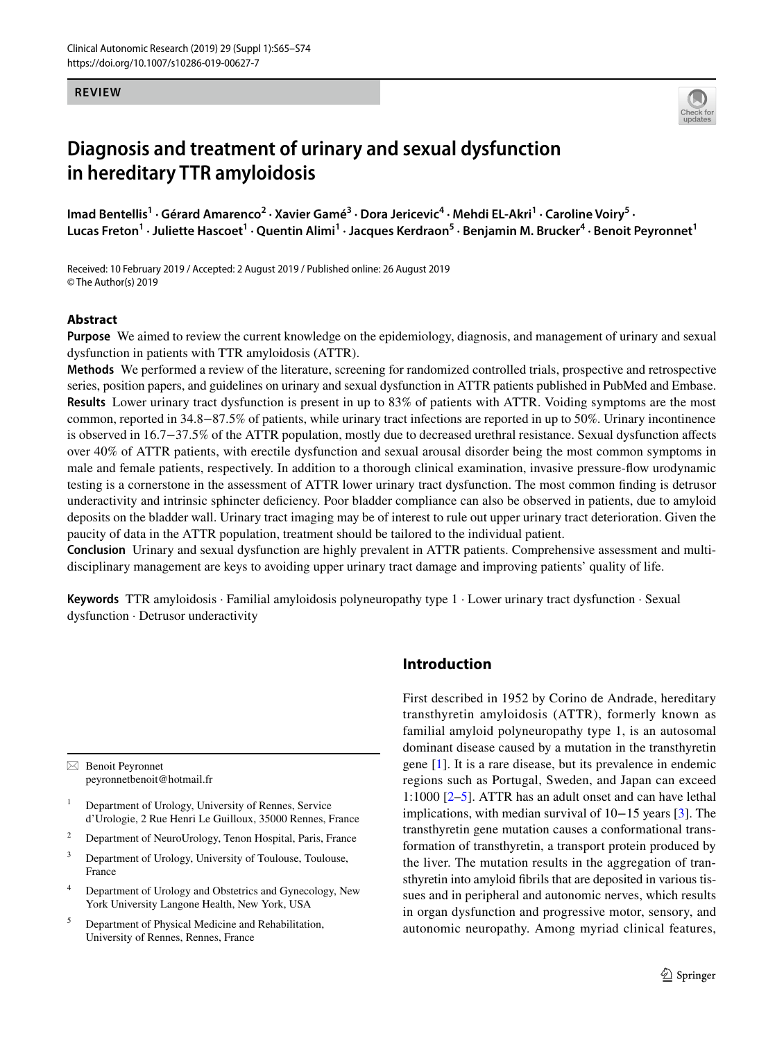**REVIEW**

# Diagnosis and treatment of urinary and sexual dysfunction in hereditary TTR amyloidosis

**Imad Bentellis[1] · Gérard Amarenco[2] · Xavier Gamé[3] · Dora Jericevic[4] · Mehdi EL-Akri[1] · Caroline Voiry[5] · Lucas Freton[1] · Juliette Hascoet[1] · Quentin Alimi[1] · Jacques Kerdraon[5] · Benjamin M. Brucker[4] · Benoit Peyronnet[1]**

Received: 10 February 2019 / Accepted: 2 August 2019 / Published online: 26 August 2019
© The Author(s) 2019

## Abstract

**Purpose** We aimed to review the current knowledge on the epidemiology, diagnosis, and management of urinary and sexual dysfunction in patients with TTR amyloidosis (ATTR).

**Methods** We performed a review of the literature, screening for randomized controlled trials, prospective and retrospective series, position papers, and guidelines on urinary and sexual dysfunction in ATTR patients published in PubMed and Embase.

**Results** Lower urinary tract dysfunction is present in up to 83% of patients with ATTR. Voiding symptoms are the most common, reported in 34.8−87.5% of patients, while urinary tract infections are reported in up to 50%. Urinary incontinence is observed in 16.7−37.5% of the ATTR population, mostly due to decreased urethral resistance. Sexual dysfunction affects over 40% of ATTR patients, with erectile dysfunction and sexual arousal disorder being the most common symptoms in male and female patients, respectively. In addition to a thorough clinical examination, invasive pressure-flow urodynamic testing is a cornerstone in the assessment of ATTR lower urinary tract dysfunction. The most common finding is detrusor underactivity and intrinsic sphincter deficiency. Poor bladder compliance can also be observed in patients, due to amyloid deposits on the bladder wall. Urinary tract imaging may be of interest to rule out upper urinary tract deterioration. Given the paucity of data in the ATTR population, treatment should be tailored to the individual patient.

**Conclusion** Urinary and sexual dysfunction are highly prevalent in ATTR patients. Comprehensive assessment and multidisciplinary management are keys to avoiding upper urinary tract damage and improving patients' quality of life.

**Keywords** TTR amyloidosis · Familial amyloidosis polyneuropathy type 1 · Lower urinary tract dysfunction · Sexual dysfunction · Detrusor underactivity

✉ Benoit Peyronnet
peyronnetbenoit@hotmail.fr

[1] Department of Urology, University of Rennes, Service d'Urologie, 2 Rue Henri Le Guilloux, 35000 Rennes, France

[2] Department of NeuroUrology, Tenon Hospital, Paris, France

[3] Department of Urology, University of Toulouse, Toulouse, France

[4] Department of Urology and Obstetrics and Gynecology, New York University Langone Health, New York, USA

[5] Department of Physical Medicine and Rehabilitation, University of Rennes, Rennes, France

## Introduction

First described in 1952 by Corino de Andrade, hereditary transthyretin amyloidosis (ATTR), formerly known as familial amyloid polyneuropathy type 1, is an autosomal dominant disease caused by a mutation in the transthyretin gene [1]. It is a rare disease, but its prevalence in endemic regions such as Portugal, Sweden, and Japan can exceed 1:1000 [2–5]. ATTR has an adult onset and can have lethal implications, with median survival of 10−15 years [3]. The transthyretin gene mutation causes a conformational transformation of transthyretin, a transport protein produced by the liver. The mutation results in the aggregation of transthyretin into amyloid fibrils that are deposited in various tissues and in peripheral and autonomic nerves, which results in organ dysfunction and progressive motor, sensory, and autonomic neuropathy. Among myriad clinical features,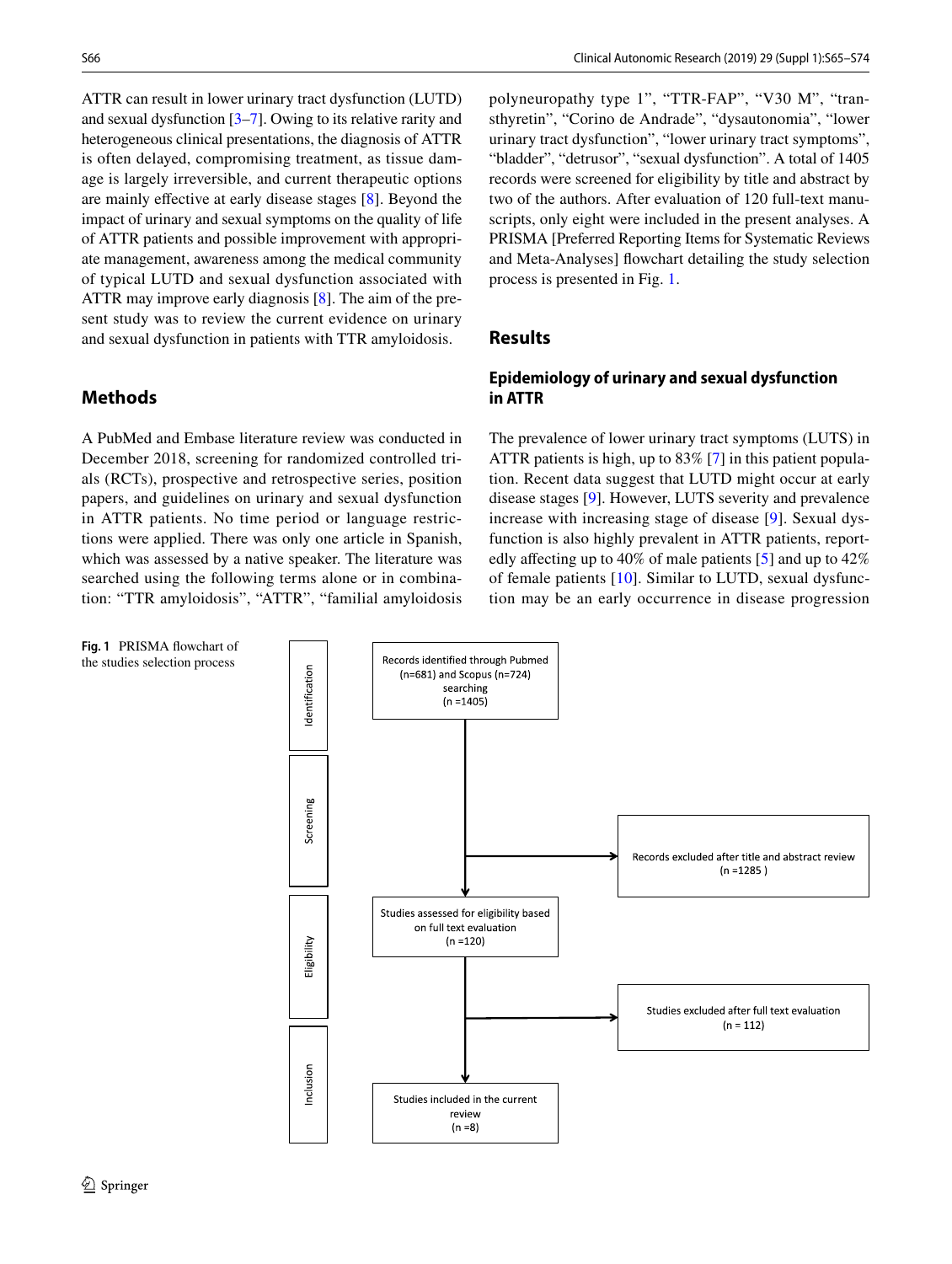ATTR can result in lower urinary tract dysfunction (LUTD) and sexual dysfunction [3–7]. Owing to its relative rarity and heterogeneous clinical presentations, the diagnosis of ATTR is often delayed, compromising treatment, as tissue damage is largely irreversible, and current therapeutic options are mainly effective at early disease stages [8]. Beyond the impact of urinary and sexual symptoms on the quality of life of ATTR patients and possible improvement with appropriate management, awareness among the medical community of typical LUTD and sexual dysfunction associated with ATTR may improve early diagnosis [8]. The aim of the present study was to review the current evidence on urinary and sexual dysfunction in patients with TTR amyloidosis.

## Methods

A PubMed and Embase literature review was conducted in December 2018, screening for randomized controlled trials (RCTs), prospective and retrospective series, position papers, and guidelines on urinary and sexual dysfunction in ATTR patients. No time period or language restrictions were applied. There was only one article in Spanish, which was assessed by a native speaker. The literature was searched using the following terms alone or in combination: "TTR amyloidosis", "ATTR", "familial amyloidosis polyneuropathy type 1", "TTR-FAP", "V30 M", "transthyretin", "Corino de Andrade", "dysautonomia", "lower urinary tract dysfunction", "lower urinary tract symptoms", "bladder", "detrusor", "sexual dysfunction". A total of 1405 records were screened for eligibility by title and abstract by two of the authors. After evaluation of 120 full-text manuscripts, only eight were included in the present analyses. A PRISMA [Preferred Reporting Items for Systematic Reviews and Meta-Analyses] flowchart detailing the study selection process is presented in Fig. 1.

## Results

### Epidemiology of urinary and sexual dysfunction in ATTR

The prevalence of lower urinary tract symptoms (LUTS) in ATTR patients is high, up to 83% [7] in this patient population. Recent data suggest that LUTD might occur at early disease stages [9]. However, LUTS severity and prevalence increase with increasing stage of disease [9]. Sexual dysfunction is also highly prevalent in ATTR patients, reportedly affecting up to 40% of male patients [5] and up to 42% of female patients [10]. Similar to LUTD, sexual dysfunction may be an early occurrence in disease progression

Identification: Records identified through Pubmed (n=681) and Scopus (n=724) searching (n =1405)

Screening: Records excluded after title and abstract review (n =1285 )

Eligibility: Studies assessed for eligibility based on full text evaluation (n =120) → Studies excluded after full text evaluation (n = 112)

Inclusion: Studies included in the current review (n =8)

**Fig. 1** PRISMA flowchart of the studies selection process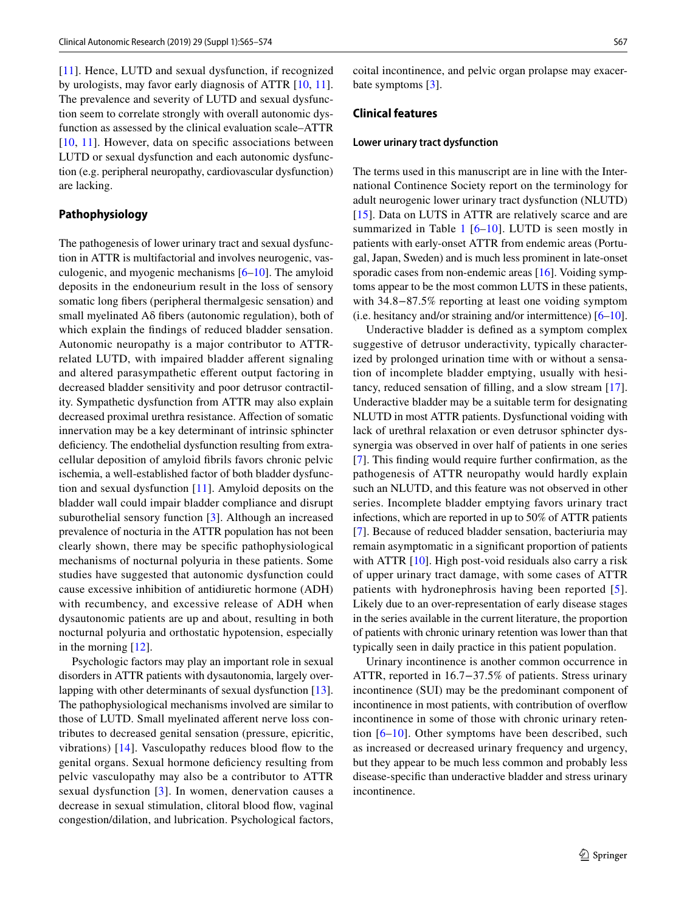[11]. Hence, LUTD and sexual dysfunction, if recognized by urologists, may favor early diagnosis of ATTR [10, 11]. The prevalence and severity of LUTD and sexual dysfunction seem to correlate strongly with overall autonomic dysfunction as assessed by the clinical evaluation scale–ATTR [10, 11]. However, data on specific associations between LUTD or sexual dysfunction and each autonomic dysfunction (e.g. peripheral neuropathy, cardiovascular dysfunction) are lacking.

## Pathophysiology

The pathogenesis of lower urinary tract and sexual dysfunction in ATTR is multifactorial and involves neurogenic, vasculogenic, and myogenic mechanisms [6–10]. The amyloid deposits in the endoneurium result in the loss of sensory somatic long fibers (peripheral thermalgesic sensation) and small myelinated Aδ fibers (autonomic regulation), both of which explain the findings of reduced bladder sensation. Autonomic neuropathy is a major contributor to ATTR-related LUTD, with impaired bladder afferent signaling and altered parasympathetic efferent output factoring in decreased bladder sensitivity and poor detrusor contractility. Sympathetic dysfunction from ATTR may also explain decreased proximal urethra resistance. Affection of somatic innervation may be a key determinant of intrinsic sphincter deficiency. The endothelial dysfunction resulting from extracellular deposition of amyloid fibrils favors chronic pelvic ischemia, a well-established factor of both bladder dysfunction and sexual dysfunction [11]. Amyloid deposits on the bladder wall could impair bladder compliance and disrupt suburothelial sensory function [3]. Although an increased prevalence of nocturia in the ATTR population has not been clearly shown, there may be specific pathophysiological mechanisms of nocturnal polyuria in these patients. Some studies have suggested that autonomic dysfunction could cause excessive inhibition of antidiuretic hormone (ADH) with recumbency, and excessive release of ADH when dysautonomic patients are up and about, resulting in both nocturnal polyuria and orthostatic hypotension, especially in the morning [12].

Psychologic factors may play an important role in sexual disorders in ATTR patients with dysautonomia, largely overlapping with other determinants of sexual dysfunction [13]. The pathophysiological mechanisms involved are similar to those of LUTD. Small myelinated afferent nerve loss contributes to decreased genital sensation (pressure, epicritic, vibrations) [14]. Vasculopathy reduces blood flow to the genital organs. Sexual hormone deficiency resulting from pelvic vasculopathy may also be a contributor to ATTR sexual dysfunction [3]. In women, denervation causes a decrease in sexual stimulation, clitoral blood flow, vaginal congestion/dilation, and lubrication. Psychological factors, coital incontinence, and pelvic organ prolapse may exacerbate symptoms [3].

## Clinical features

### Lower urinary tract dysfunction

The terms used in this manuscript are in line with the International Continence Society report on the terminology for adult neurogenic lower urinary tract dysfunction (NLUTD) [15]. Data on LUTS in ATTR are relatively scarce and are summarized in Table 1 [6–10]. LUTD is seen mostly in patients with early-onset ATTR from endemic areas (Portugal, Japan, Sweden) and is much less prominent in late-onset sporadic cases from non-endemic areas [16]. Voiding symptoms appear to be the most common LUTS in these patients, with 34.8−87.5% reporting at least one voiding symptom (i.e. hesitancy and/or straining and/or intermittence) [6–10].

Underactive bladder is defined as a symptom complex suggestive of detrusor underactivity, typically characterized by prolonged urination time with or without a sensation of incomplete bladder emptying, usually with hesitancy, reduced sensation of filling, and a slow stream [17]. Underactive bladder may be a suitable term for designating NLUTD in most ATTR patients. Dysfunctional voiding with lack of urethral relaxation or even detrusor sphincter dyssynergia was observed in over half of patients in one series [7]. This finding would require further confirmation, as the pathogenesis of ATTR neuropathy would hardly explain such an NLUTD, and this feature was not observed in other series. Incomplete bladder emptying favors urinary tract infections, which are reported in up to 50% of ATTR patients [7]. Because of reduced bladder sensation, bacteriuria may remain asymptomatic in a significant proportion of patients with ATTR [10]. High post-void residuals also carry a risk of upper urinary tract damage, with some cases of ATTR patients with hydronephrosis having been reported [5]. Likely due to an over-representation of early disease stages in the series available in the current literature, the proportion of patients with chronic urinary retention was lower than that typically seen in daily practice in this patient population.

Urinary incontinence is another common occurrence in ATTR, reported in 16.7−37.5% of patients. Stress urinary incontinence (SUI) may be the predominant component of incontinence in most patients, with contribution of overflow incontinence in some of those with chronic urinary retention [6–10]. Other symptoms have been described, such as increased or decreased urinary frequency and urgency, but they appear to be much less common and probably less disease-specific than underactive bladder and stress urinary incontinence.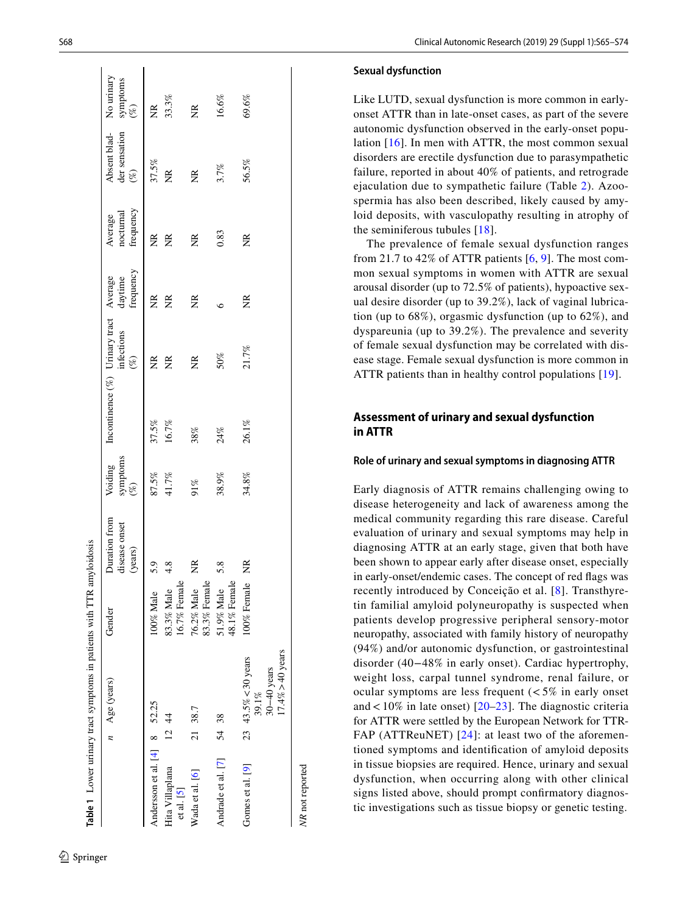**Table 1** Lower urinary tract symptoms in patients with TTR amyloidosis

| | n | Age (years) | Gender | Duration from disease onset (years) | Voiding symptoms (%) | Incontinence (%) | Urinary tract infections (%) | Average daytime frequency | Average nocturnal frequency | Absent bladder sensation (%) | No urinary symptoms (%) |
|---|---|---|---|---|---|---|---|---|---|---|---|
| Andersson et al. [4] | 8 | 52.25 | 100% Male | 5.9 | 87.5% | 37.5% | NR | NR | NR | 37.5% | NR |
| Hita Villaplana et al. [5] | 12 | 44 | 83.3% Male 16.7% Female | 4.8 | 41.7% | 16.7% | NR | NR | NR | NR | 33.3% |
| Wada et al. [6] | 21 | 38.7 | 76.2% Male 83.3% Female | NR | 91% | 38% | NR | NR | NR | NR | NR |
| Andrade et al. [7] | 54 | 38 | 51.9% Male 48.1% Female | 5.8 | 38.9% | 24% | 50% | 6 | 0.83 | 3.7% | 16.6% |
| Gomes et al. [9] | 23 | 43.5% < 30 years 39.1% 30−40 years 17.4% > 40 years | 100% Female | NR | 34.8% | 26.1% | 21.7% | NR | NR | 56.5% | 69.6% |

*NR* not reported

### Sexual dysfunction

Like LUTD, sexual dysfunction is more common in early-onset ATTR than in late-onset cases, as part of the severe autonomic dysfunction observed in the early-onset population [16]. In men with ATTR, the most common sexual disorders are erectile dysfunction due to parasympathetic failure, reported in about 40% of patients, and retrograde ejaculation due to sympathetic failure (Table 2). Azoospermia has also been described, likely caused by amyloid deposits, with vasculopathy resulting in atrophy of the seminiferous tubules [18].

The prevalence of female sexual dysfunction ranges from 21.7 to 42% of ATTR patients [6, 9]. The most common sexual symptoms in women with ATTR are sexual arousal disorder (up to 72.5% of patients), hypoactive sexual desire disorder (up to 39.2%), lack of vaginal lubrication (up to 68%), orgasmic dysfunction (up to 62%), and dyspareunia (up to 39.2%). The prevalence and severity of female sexual dysfunction may be correlated with disease stage. Female sexual dysfunction is more common in ATTR patients than in healthy control populations [19].

## Assessment of urinary and sexual dysfunction in ATTR

### Role of urinary and sexual symptoms in diagnosing ATTR

Early diagnosis of ATTR remains challenging owing to disease heterogeneity and lack of awareness among the medical community regarding this rare disease. Careful evaluation of urinary and sexual symptoms may help in diagnosing ATTR at an early stage, given that both have been shown to appear early after disease onset, especially in early-onset/endemic cases. The concept of red flags was recently introduced by Conceição et al. [8]. Transthyretin familial amyloid polyneuropathy is suspected when patients develop progressive peripheral sensory-motor neuropathy, associated with family history of neuropathy (94%) and/or autonomic dysfunction, or gastrointestinal disorder (40−48% in early onset). Cardiac hypertrophy, weight loss, carpal tunnel syndrome, renal failure, or ocular symptoms are less frequent (< 5% in early onset and < 10% in late onset) [20–23]. The diagnostic criteria for ATTR were settled by the European Network for TTR-FAP (ATTReuNET) [24]: at least two of the aforementioned symptoms and identification of amyloid deposits in tissue biopsies are required. Hence, urinary and sexual dysfunction, when occurring along with other clinical signs listed above, should prompt confirmatory diagnostic investigations such as tissue biopsy or genetic testing.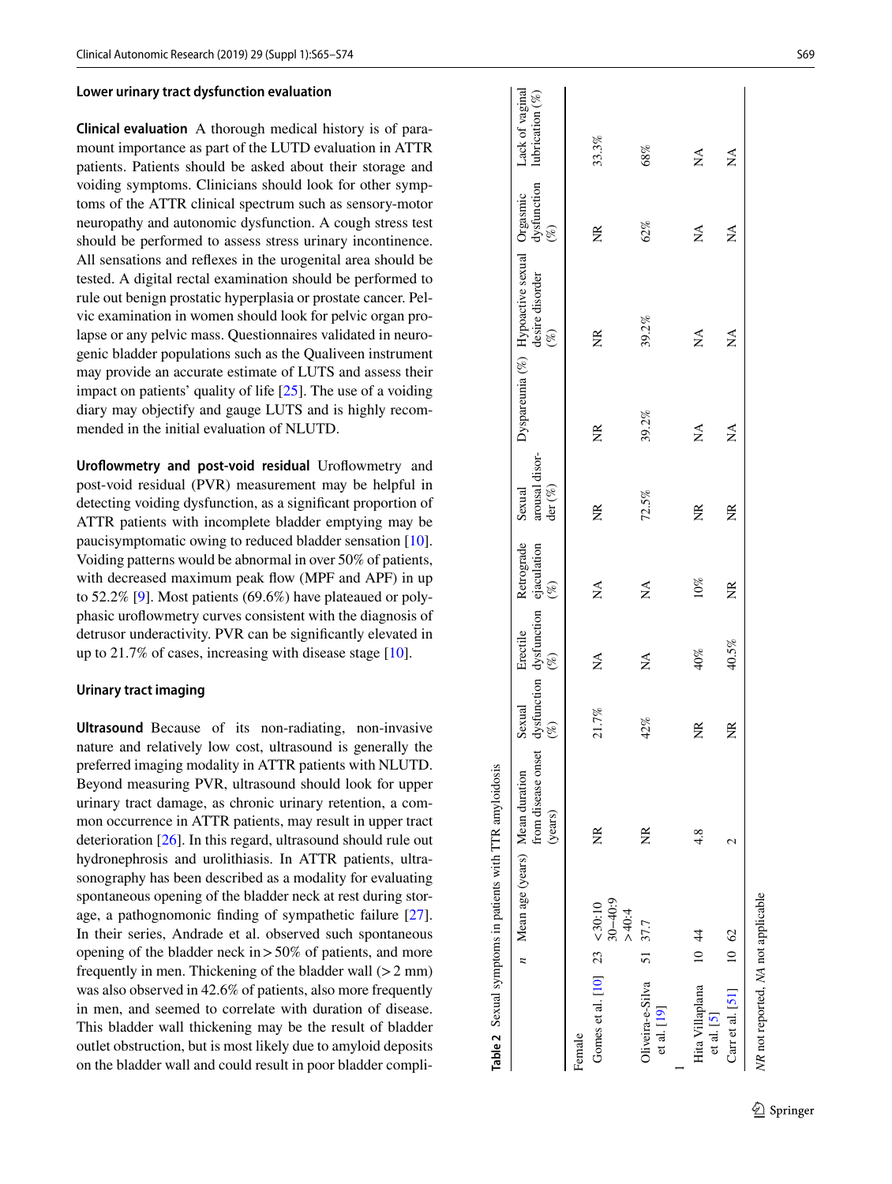### Lower urinary tract dysfunction evaluation

**Clinical evaluation** A thorough medical history is of paramount importance as part of the LUTD evaluation in ATTR patients. Patients should be asked about their storage and voiding symptoms. Clinicians should look for other symptoms of the ATTR clinical spectrum such as sensory-motor neuropathy and autonomic dysfunction. A cough stress test should be performed to assess stress urinary incontinence. All sensations and reflexes in the urogenital area should be tested. A digital rectal examination should be performed to rule out benign prostatic hyperplasia or prostate cancer. Pelvic examination in women should look for pelvic organ prolapse or any pelvic mass. Questionnaires validated in neurogenic bladder populations such as the Qualiveen instrument may provide an accurate estimate of LUTS and assess their impact on patients' quality of life [25]. The use of a voiding diary may objectify and gauge LUTS and is highly recommended in the initial evaluation of NLUTD.

**Uroflowmetry and post-void residual** Uroflowmetry and post-void residual (PVR) measurement may be helpful in detecting voiding dysfunction, as a significant proportion of ATTR patients with incomplete bladder emptying may be paucisymptomatic owing to reduced bladder sensation [10]. Voiding patterns would be abnormal in over 50% of patients, with decreased maximum peak flow (MPF and APF) in up to 52.2% [9]. Most patients (69.6%) have plateaued or polyphasic uroflowmetry curves consistent with the diagnosis of detrusor underactivity. PVR can be significantly elevated in up to 21.7% of cases, increasing with disease stage [10].

#### Urinary tract imaging

**Ultrasound** Because of its non-radiating, non-invasive nature and relatively low cost, ultrasound is generally the preferred imaging modality in ATTR patients with NLUTD. Beyond measuring PVR, ultrasound should look for upper urinary tract damage, as chronic urinary retention, a common occurrence in ATTR patients, may result in upper tract deterioration [26]. In this regard, ultrasound should rule out hydronephrosis and urolithiasis. In ATTR patients, ultrasonography has been described as a modality for evaluating spontaneous opening of the bladder neck at rest during storage, a pathognomonic finding of sympathetic failure [27]. In their series, Andrade et al. observed such spontaneous opening of the bladder neck in > 50% of patients, and more frequently in men. Thickening of the bladder wall (> 2 mm) was also observed in 42.6% of patients, also more frequently in men, and seemed to correlate with duration of disease. This bladder wall thickening may be the result of bladder outlet obstruction, but is most likely due to amyloid deposits on the bladder wall and could result in poor bladder compli-

**Table 2** Sexual symptoms in patients with TTR amyloidosis

| | n | Mean age (years) | Mean duration from disease onset (years) | Sexual dysfunction (%) | Erectile dysfunction (%) | Retrograde ejaculation (%) | Sexual arousal disorder (%) | Dyspareunia (%) | Hypoactive sexual desire disorder (%) | Orgasmic dysfunction (%) | Lack of vaginal lubrication (%) |
|---|---|---|---|---|---|---|---|---|---|---|---|
| Female | | | | | | | | | | | |
| Gomes et al. [10] | 23 | < 30:10<br>30–40:9<br>> 40:4 | NR | 21.7% | NA | NA | NR | NR | NR | NR | 33.3% |
| Oliveira-e-Silva et al. [19] | 51 | 37.7 | NR | 42% | NA | NA | 72.5% | 39.2% | 39.2% | 62% | 68% |
| 1 | | | | | | | | | | | |
| Hita Villaplana et al. [5] | 10 | 44 | 4.8 | NR | 40% | 10% | NR | NA | NA | NA | NA |
| Carr et al. [51] | 10 | 62 | 2 | NR | 40.5% | NR | NR | NA | NA | NA | NA |

*NR* not reported, *NA* not applicable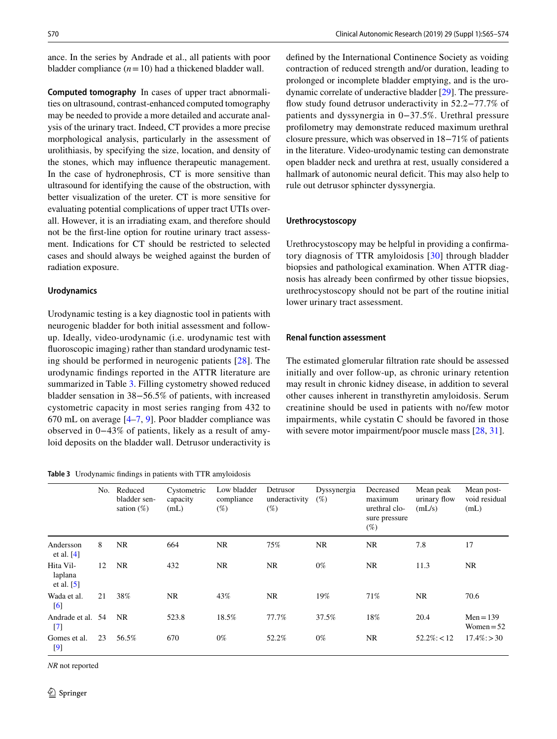ance. In the series by Andrade et al., all patients with poor bladder compliance ($n = 10$) had a thickened bladder wall.

**Computed tomography** In cases of upper tract abnormalities on ultrasound, contrast-enhanced computed tomography may be needed to provide a more detailed and accurate analysis of the urinary tract. Indeed, CT provides a more precise morphological analysis, particularly in the assessment of urolithiasis, by specifying the size, location, and density of the stones, which may influence therapeutic management. In the case of hydronephrosis, CT is more sensitive than ultrasound for identifying the cause of the obstruction, with better visualization of the ureter. CT is more sensitive for evaluating potential complications of upper tract UTIs overall. However, it is an irradiating exam, and therefore should not be the first-line option for routine urinary tract assessment. Indications for CT should be restricted to selected cases and should always be weighed against the burden of radiation exposure.

### Urodynamics

Urodynamic testing is a key diagnostic tool in patients with neurogenic bladder for both initial assessment and follow-up. Ideally, video-urodynamic (i.e. urodynamic test with fluoroscopic imaging) rather than standard urodynamic testing should be performed in neurogenic patients [28]. The urodynamic findings reported in the ATTR literature are summarized in Table 3. Filling cystometry showed reduced bladder sensation in 38−56.5% of patients, with increased cystometric capacity in most series ranging from 432 to 670 mL on average [4–7, 9]. Poor bladder compliance was observed in 0−43% of patients, likely as a result of amyloid deposits on the bladder wall. Detrusor underactivity is defined by the International Continence Society as voiding contraction of reduced strength and/or duration, leading to prolonged or incomplete bladder emptying, and is the urodynamic correlate of underactive bladder [29]. The pressure-flow study found detrusor underactivity in 52.2−77.7% of patients and dyssynergia in 0−37.5%. Urethral pressure profilometry may demonstrate reduced maximum urethral closure pressure, which was observed in 18−71% of patients in the literature. Video-urodynamic testing can demonstrate open bladder neck and urethra at rest, usually considered a hallmark of autonomic neural deficit. This may also help to rule out detrusor sphincter dyssynergia.

### Urethrocystoscopy

Urethrocystoscopy may be helpful in providing a confirmatory diagnosis of TTR amyloidosis [30] through bladder biopsies and pathological examination. When ATTR diagnosis has already been confirmed by other tissue biopsies, urethrocystoscopy should not be part of the routine initial lower urinary tract assessment.

### Renal function assessment

The estimated glomerular filtration rate should be assessed initially and over follow-up, as chronic urinary retention may result in chronic kidney disease, in addition to several other causes inherent in transthyretin amyloidosis. Serum creatinine should be used in patients with no/few motor impairments, while cystatin C should be favored in those with severe motor impairment/poor muscle mass [28, 31].

**Table 3** Urodynamic findings in patients with TTR amyloidosis

| | No. | Reduced bladder sensation (%) | Cystometric capacity (mL) | Low bladder compliance (%) | Detrusor underactivity (%) | Dyssynergia (%) | Decreased maximum urethral closure pressure (%) | Mean peak urinary flow (mL/s) | Mean post-void residual (mL) |
|---|---|---|---|---|---|---|---|---|---|
| Andersson et al. [4] | 8 | NR | 664 | NR | 75% | NR | NR | 7.8 | 17 |
| Hita Villaplana et al. [5] | 12 | NR | 432 | NR | NR | 0% | NR | 11.3 | NR |
| Wada et al. [6] | 21 | 38% | NR | 43% | NR | 19% | 71% | NR | 70.6 |
| Andrade et al. [7] | 54 | NR | 523.8 | 18.5% | 77.7% | 37.5% | 18% | 20.4 | Men = 139 Women = 52 |
| Gomes et al. [9] | 23 | 56.5% | 670 | 0% | 52.2% | 0% | NR | 52.2%: < 12 | 17.4%: > 30 |

*NR* not reported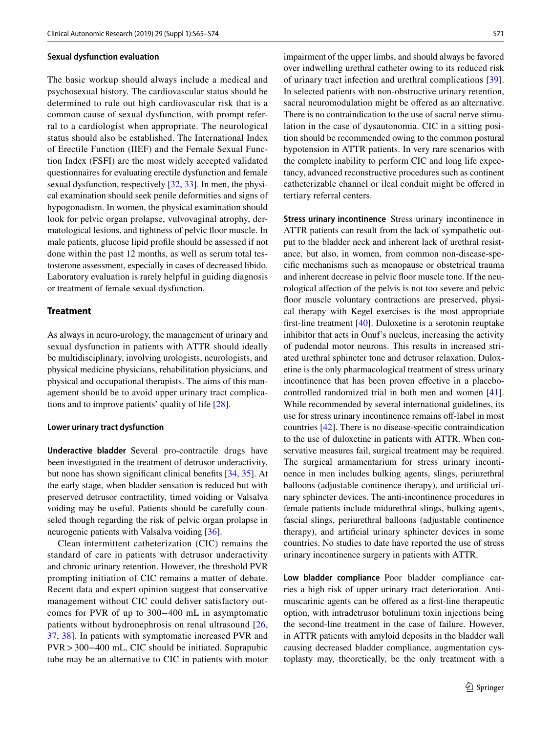### Sexual dysfunction evaluation

The basic workup should always include a medical and psychosexual history. The cardiovascular status should be determined to rule out high cardiovascular risk that is a common cause of sexual dysfunction, with prompt referral to a cardiologist when appropriate. The neurological status should also be established. The International Index of Erectile Function (IIEF) and the Female Sexual Function Index (FSFI) are the most widely accepted validated questionnaires for evaluating erectile dysfunction and female sexual dysfunction, respectively [32, 33]. In men, the physical examination should seek penile deformities and signs of hypogonadism. In women, the physical examination should look for pelvic organ prolapse, vulvovaginal atrophy, dermatological lesions, and tightness of pelvic floor muscle. In male patients, glucose lipid profile should be assessed if not done within the past 12 months, as well as serum total testosterone assessment, especially in cases of decreased libido. Laboratory evaluation is rarely helpful in guiding diagnosis or treatment of female sexual dysfunction.

## Treatment

As always in neuro-urology, the management of urinary and sexual dysfunction in patients with ATTR should ideally be multidisciplinary, involving urologists, neurologists, and physical medicine physicians, rehabilitation physicians, and physical and occupational therapists. The aims of this management should be to avoid upper urinary tract complications and to improve patients' quality of life [28].

### Lower urinary tract dysfunction

**Underactive bladder** Several pro-contractile drugs have been investigated in the treatment of detrusor underactivity, but none has shown significant clinical benefits [34, 35]. At the early stage, when bladder sensation is reduced but with preserved detrusor contractility, timed voiding or Valsalva voiding may be useful. Patients should be carefully counseled though regarding the risk of pelvic organ prolapse in neurogenic patients with Valsalva voiding [36].

Clean intermittent catheterization (CIC) remains the standard of care in patients with detrusor underactivity and chronic urinary retention. However, the threshold PVR prompting initiation of CIC remains a matter of debate. Recent data and expert opinion suggest that conservative management without CIC could deliver satisfactory outcomes for PVR of up to 300−400 mL in asymptomatic patients without hydronephrosis on renal ultrasound [26, 37, 38]. In patients with symptomatic increased PVR and PVR > 300−400 mL, CIC should be initiated. Suprapubic tube may be an alternative to CIC in patients with motor impairment of the upper limbs, and should always be favored over indwelling urethral catheter owing to its reduced risk of urinary tract infection and urethral complications [39]. In selected patients with non-obstructive urinary retention, sacral neuromodulation might be offered as an alternative. There is no contraindication to the use of sacral nerve stimulation in the case of dysautonomia. CIC in a sitting position should be recommended owing to the common postural hypotension in ATTR patients. In very rare scenarios with the complete inability to perform CIC and long life expectancy, advanced reconstructive procedures such as continent catheterizable channel or ileal conduit might be offered in tertiary referral centers.

**Stress urinary incontinence** Stress urinary incontinence in ATTR patients can result from the lack of sympathetic output to the bladder neck and inherent lack of urethral resistance, but also, in women, from common non-disease-specific mechanisms such as menopause or obstetrical trauma and inherent decrease in pelvic floor muscle tone. If the neurological affection of the pelvis is not too severe and pelvic floor muscle voluntary contractions are preserved, physical therapy with Kegel exercises is the most appropriate first-line treatment [40]. Duloxetine is a serotonin reuptake inhibitor that acts in Onuf's nucleus, increasing the activity of pudendal motor neurons. This results in increased striated urethral sphincter tone and detrusor relaxation. Duloxetine is the only pharmacological treatment of stress urinary incontinence that has been proven effective in a placebo-controlled randomized trial in both men and women [41]. While recommended by several international guidelines, its use for stress urinary incontinence remains off-label in most countries [42]. There is no disease-specific contraindication to the use of duloxetine in patients with ATTR. When conservative measures fail, surgical treatment may be required. The surgical armamentarium for stress urinary incontinence in men includes bulking agents, slings, periurethral balloons (adjustable continence therapy), and artificial urinary sphincter devices. The anti-incontinence procedures in female patients include midurethral slings, bulking agents, fascial slings, periurethral balloons (adjustable continence therapy), and artificial urinary sphincter devices in some countries. No studies to date have reported the use of stress urinary incontinence surgery in patients with ATTR.

**Low bladder compliance** Poor bladder compliance carries a high risk of upper urinary tract deterioration. Antimuscarinic agents can be offered as a first-line therapeutic option, with intradetrusor botulinum toxin injections being the second-line treatment in the case of failure. However, in ATTR patients with amyloid deposits in the bladder wall causing decreased bladder compliance, augmentation cystoplasty may, theoretically, be the only treatment with a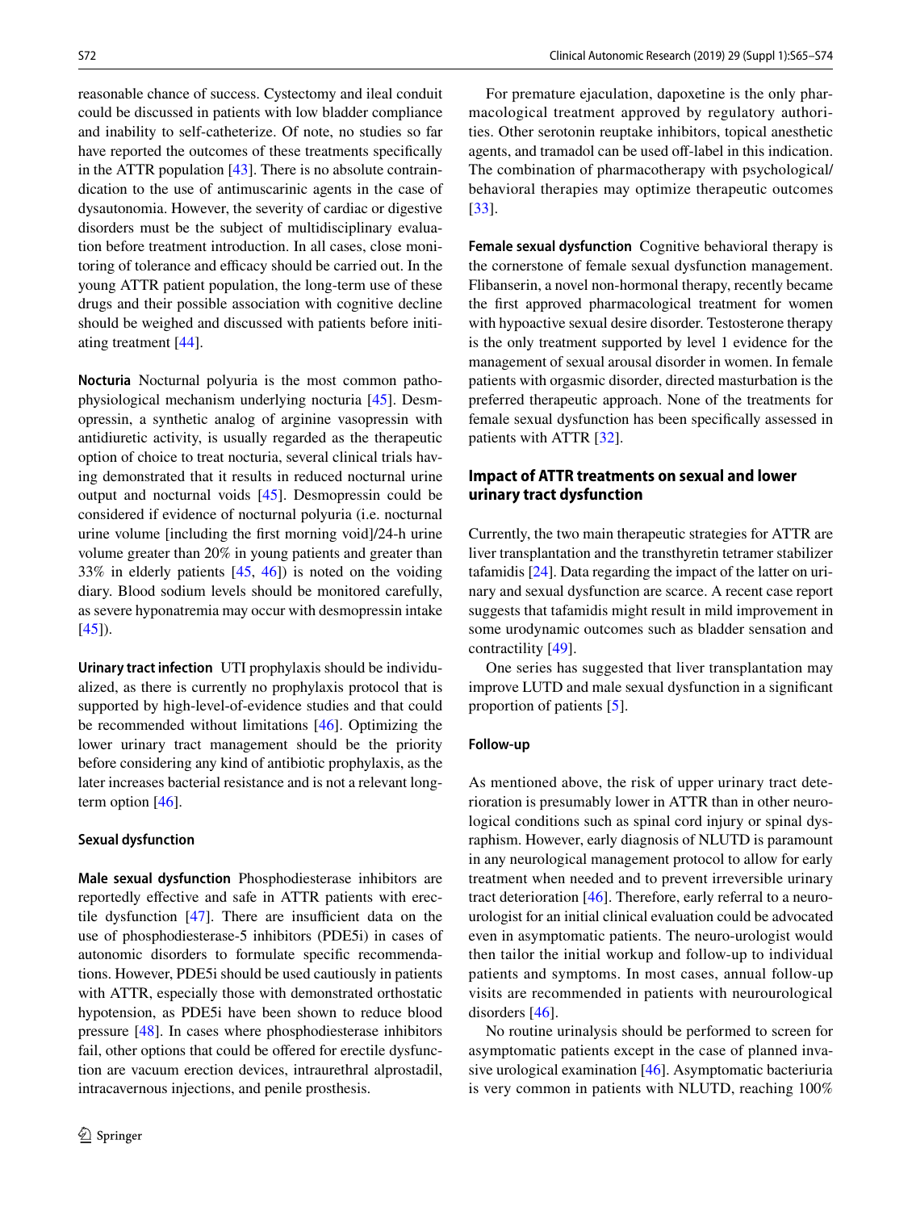reasonable chance of success. Cystectomy and ileal conduit could be discussed in patients with low bladder compliance and inability to self-catheterize. Of note, no studies so far have reported the outcomes of these treatments specifically in the ATTR population [43]. There is no absolute contraindication to the use of antimuscarinic agents in the case of dysautonomia. However, the severity of cardiac or digestive disorders must be the subject of multidisciplinary evaluation before treatment introduction. In all cases, close monitoring of tolerance and efficacy should be carried out. In the young ATTR patient population, the long-term use of these drugs and their possible association with cognitive decline should be weighed and discussed with patients before initiating treatment [44].

**Nocturia** Nocturnal polyuria is the most common pathophysiological mechanism underlying nocturia [45]. Desmopressin, a synthetic analog of arginine vasopressin with antidiuretic activity, is usually regarded as the therapeutic option of choice to treat nocturia, several clinical trials having demonstrated that it results in reduced nocturnal urine output and nocturnal voids [45]. Desmopressin could be considered if evidence of nocturnal polyuria (i.e. nocturnal urine volume [including the first morning void]/24-h urine volume greater than 20% in young patients and greater than 33% in elderly patients [45, 46]) is noted on the voiding diary. Blood sodium levels should be monitored carefully, as severe hyponatremia may occur with desmopressin intake [45]).

**Urinary tract infection** UTI prophylaxis should be individualized, as there is currently no prophylaxis protocol that is supported by high-level-of-evidence studies and that could be recommended without limitations [46]. Optimizing the lower urinary tract management should be the priority before considering any kind of antibiotic prophylaxis, as the later increases bacterial resistance and is not a relevant long-term option [46].

### Sexual dysfunction

**Male sexual dysfunction** Phosphodiesterase inhibitors are reportedly effective and safe in ATTR patients with erectile dysfunction [47]. There are insufficient data on the use of phosphodiesterase-5 inhibitors (PDE5i) in cases of autonomic disorders to formulate specific recommendations. However, PDE5i should be used cautiously in patients with ATTR, especially those with demonstrated orthostatic hypotension, as PDE5i have been shown to reduce blood pressure [48]. In cases where phosphodiesterase inhibitors fail, other options that could be offered for erectile dysfunction are vacuum erection devices, intraurethral alprostadil, intracavernous injections, and penile prosthesis.

For premature ejaculation, dapoxetine is the only pharmacological treatment approved by regulatory authorities. Other serotonin reuptake inhibitors, topical anesthetic agents, and tramadol can be used off-label in this indication. The combination of pharmacotherapy with psychological/behavioral therapies may optimize therapeutic outcomes [33].

**Female sexual dysfunction** Cognitive behavioral therapy is the cornerstone of female sexual dysfunction management. Flibanserin, a novel non-hormonal therapy, recently became the first approved pharmacological treatment for women with hypoactive sexual desire disorder. Testosterone therapy is the only treatment supported by level 1 evidence for the management of sexual arousal disorder in women. In female patients with orgasmic disorder, directed masturbation is the preferred therapeutic approach. None of the treatments for female sexual dysfunction has been specifically assessed in patients with ATTR [32].

## Impact of ATTR treatments on sexual and lower urinary tract dysfunction

Currently, the two main therapeutic strategies for ATTR are liver transplantation and the transthyretin tetramer stabilizer tafamidis [24]. Data regarding the impact of the latter on urinary and sexual dysfunction are scarce. A recent case report suggests that tafamidis might result in mild improvement in some urodynamic outcomes such as bladder sensation and contractility [49].

One series has suggested that liver transplantation may improve LUTD and male sexual dysfunction in a significant proportion of patients [5].

### Follow-up

As mentioned above, the risk of upper urinary tract deterioration is presumably lower in ATTR than in other neurological conditions such as spinal cord injury or spinal dysraphism. However, early diagnosis of NLUTD is paramount in any neurological management protocol to allow for early treatment when needed and to prevent irreversible urinary tract deterioration [46]. Therefore, early referral to a neuro-urologist for an initial clinical evaluation could be advocated even in asymptomatic patients. The neuro-urologist would then tailor the initial workup and follow-up to individual patients and symptoms. In most cases, annual follow-up visits are recommended in patients with neurourological disorders [46].

No routine urinalysis should be performed to screen for asymptomatic patients except in the case of planned invasive urological examination [46]. Asymptomatic bacteriuria is very common in patients with NLUTD, reaching 100%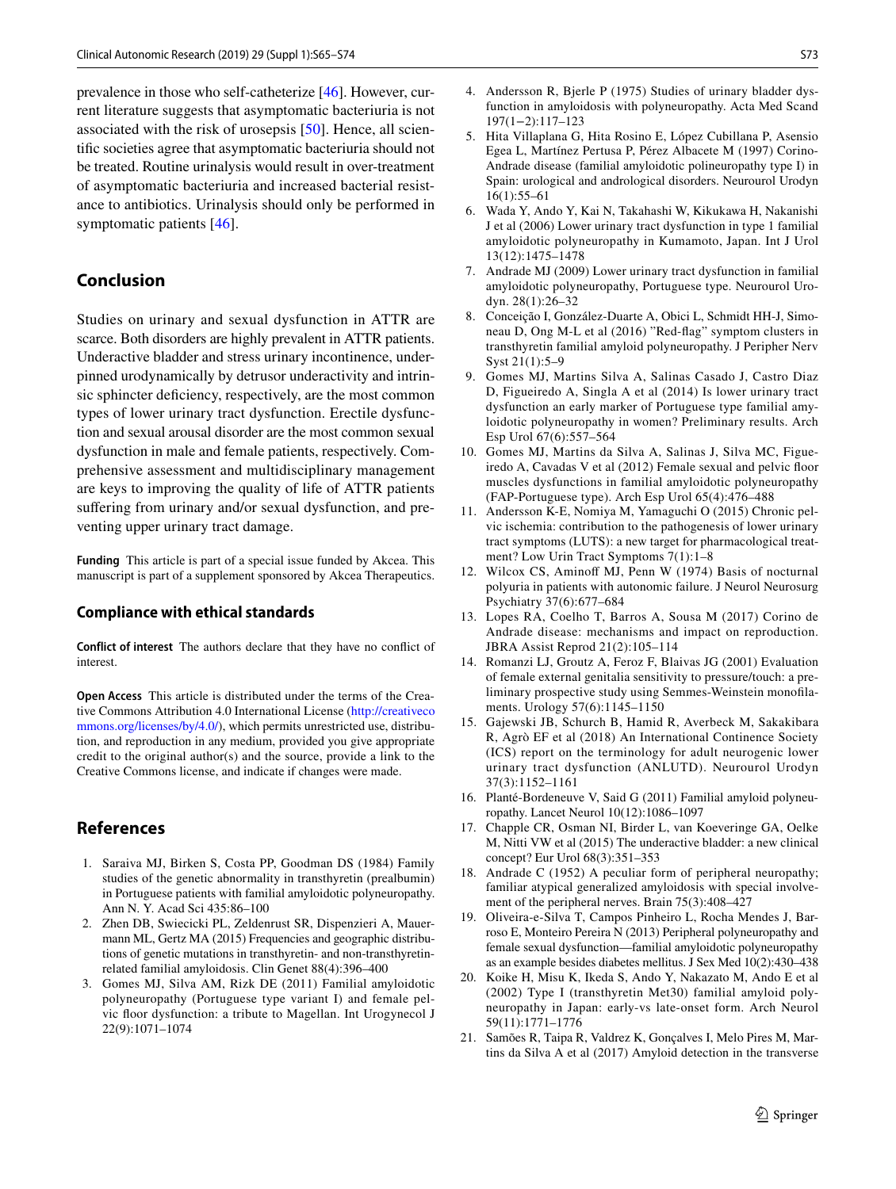prevalence in those who self-catheterize [46]. However, current literature suggests that asymptomatic bacteriuria is not associated with the risk of urosepsis [50]. Hence, all scientific societies agree that asymptomatic bacteriuria should not be treated. Routine urinalysis would result in over-treatment of asymptomatic bacteriuria and increased bacterial resistance to antibiotics. Urinalysis should only be performed in symptomatic patients [46].

## Conclusion

Studies on urinary and sexual dysfunction in ATTR are scarce. Both disorders are highly prevalent in ATTR patients. Underactive bladder and stress urinary incontinence, underpinned urodynamically by detrusor underactivity and intrinsic sphincter deficiency, respectively, are the most common types of lower urinary tract dysfunction. Erectile dysfunction and sexual arousal disorder are the most common sexual dysfunction in male and female patients, respectively. Comprehensive assessment and multidisciplinary management are keys to improving the quality of life of ATTR patients suffering from urinary and/or sexual dysfunction, and preventing upper urinary tract damage.

**Funding** This article is part of a special issue funded by Akcea. This manuscript is part of a supplement sponsored by Akcea Therapeutics.

### Compliance with ethical standards

**Conflict of interest** The authors declare that they have no conflict of interest.

**Open Access** This article is distributed under the terms of the Creative Commons Attribution 4.0 International License (http://creativecommons.org/licenses/by/4.0/), which permits unrestricted use, distribution, and reproduction in any medium, provided you give appropriate credit to the original author(s) and the source, provide a link to the Creative Commons license, and indicate if changes were made.

## References

1. Saraiva MJ, Birken S, Costa PP, Goodman DS (1984) Family studies of the genetic abnormality in transthyretin (prealbumin) in Portuguese patients with familial amyloidotic polyneuropathy. Ann N. Y. Acad Sci 435:86–100
2. Zhen DB, Swiecicki PL, Zeldenrust SR, Dispenzieri A, Mauermann ML, Gertz MA (2015) Frequencies and geographic distributions of genetic mutations in transthyretin- and non-transthyretin-related familial amyloidosis. Clin Genet 88(4):396–400
3. Gomes MJ, Silva AM, Rizk DE (2011) Familial amyloidotic polyneuropathy (Portuguese type variant I) and female pelvic floor dysfunction: a tribute to Magellan. Int Urogynecol J 22(9):1071–1074
4. Andersson R, Bjerle P (1975) Studies of urinary bladder dysfunction in amyloidosis with polyneuropathy. Acta Med Scand 197(1−2):117–123
5. Hita Villaplana G, Hita Rosino E, López Cubillana P, Asensio Egea L, Martínez Pertusa P, Pérez Albacete M (1997) Corino-Andrade disease (familial amyloidotic polineuropathy type I) in Spain: urological and andrological disorders. Neurourol Urodyn 16(1):55–61
6. Wada Y, Ando Y, Kai N, Takahashi W, Kikukawa H, Nakanishi J et al (2006) Lower urinary tract dysfunction in type 1 familial amyloidotic polyneuropathy in Kumamoto, Japan. Int J Urol 13(12):1475–1478
7. Andrade MJ (2009) Lower urinary tract dysfunction in familial amyloidotic polyneuropathy, Portuguese type. Neurourol Urodyn. 28(1):26–32
8. Conceição I, González-Duarte A, Obici L, Schmidt HH-J, Simoneau D, Ong M-L et al (2016) "Red-flag" symptom clusters in transthyretin familial amyloid polyneuropathy. J Peripher Nerv Syst 21(1):5–9
9. Gomes MJ, Martins Silva A, Salinas Casado J, Castro Diaz D, Figueiredo A, Singla A et al (2014) Is lower urinary tract dysfunction an early marker of Portuguese type familial amyloidotic polyneuropathy in women? Preliminary results. Arch Esp Urol 67(6):557–564
10. Gomes MJ, Martins da Silva A, Salinas J, Silva MC, Figueiredo A, Cavadas V et al (2012) Female sexual and pelvic floor muscles dysfunctions in familial amyloidotic polyneuropathy (FAP-Portuguese type). Arch Esp Urol 65(4):476–488
11. Andersson K-E, Nomiya M, Yamaguchi O (2015) Chronic pelvic ischemia: contribution to the pathogenesis of lower urinary tract symptoms (LUTS): a new target for pharmacological treatment? Low Urin Tract Symptoms 7(1):1–8
12. Wilcox CS, Aminoff MJ, Penn W (1974) Basis of nocturnal polyuria in patients with autonomic failure. J Neurol Neurosurg Psychiatry 37(6):677–684
13. Lopes RA, Coelho T, Barros A, Sousa M (2017) Corino de Andrade disease: mechanisms and impact on reproduction. JBRA Assist Reprod 21(2):105–114
14. Romanzi LJ, Groutz A, Feroz F, Blaivas JG (2001) Evaluation of female external genitalia sensitivity to pressure/touch: a preliminary prospective study using Semmes-Weinstein monofilaments. Urology 57(6):1145–1150
15. Gajewski JB, Schurch B, Hamid R, Averbeck M, Sakakibara R, Agrò EF et al (2018) An International Continence Society (ICS) report on the terminology for adult neurogenic lower urinary tract dysfunction (ANLUTD). Neurourol Urodyn 37(3):1152–1161
16. Planté-Bordeneuve V, Said G (2011) Familial amyloid polyneuropathy. Lancet Neurol 10(12):1086–1097
17. Chapple CR, Osman NI, Birder L, van Koeveringe GA, Oelke M, Nitti VW et al (2015) The underactive bladder: a new clinical concept? Eur Urol 68(3):351–353
18. Andrade C (1952) A peculiar form of peripheral neuropathy; familiar atypical generalized amyloidosis with special involvement of the peripheral nerves. Brain 75(3):408–427
19. Oliveira-e-Silva T, Campos Pinheiro L, Rocha Mendes J, Barroso E, Monteiro Pereira N (2013) Peripheral polyneuropathy and female sexual dysfunction—familial amyloidotic polyneuropathy as an example besides diabetes mellitus. J Sex Med 10(2):430–438
20. Koike H, Misu K, Ikeda S, Ando Y, Nakazato M, Ando E et al (2002) Type I (transthyretin Met30) familial amyloid polyneuropathy in Japan: early-vs late-onset form. Arch Neurol 59(11):1771–1776
21. Samões R, Taipa R, Valdrez K, Gonçalves I, Melo Pires M, Martins da Silva A et al (2017) Amyloid detection in the transverse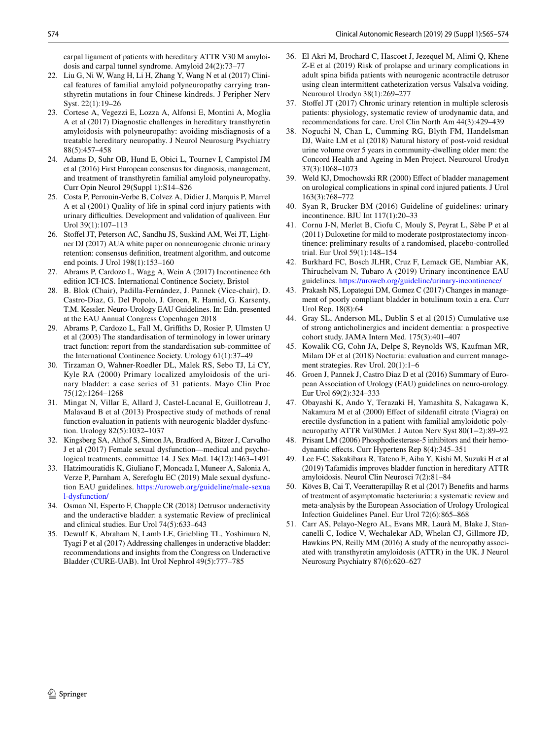carpal ligament of patients with hereditary ATTR V30 M amyloidosis and carpal tunnel syndrome. Amyloid 24(2):73–77

22. Liu G, Ni W, Wang H, Li H, Zhang Y, Wang N et al (2017) Clinical features of familial amyloid polyneuropathy carrying transthyretin mutations in four Chinese kindreds. J Peripher Nerv Syst. 22(1):19–26
23. Cortese A, Vegezzi E, Lozza A, Alfonsi E, Montini A, Moglia A et al (2017) Diagnostic challenges in hereditary transthyretin amyloidosis with polyneuropathy: avoiding misdiagnosis of a treatable hereditary neuropathy. J Neurol Neurosurg Psychiatry 88(5):457–458
24. Adams D, Suhr OB, Hund E, Obici L, Tournev I, Campistol JM et al (2016) First European consensus for diagnosis, management, and treatment of transthyretin familial amyloid polyneuropathy. Curr Opin Neurol 29(Suppl 1):S14–S26
25. Costa P, Perrouin-Verbe B, Colvez A, Didier J, Marquis P, Marrel A et al (2001) Quality of life in spinal cord injury patients with urinary difficulties. Development and validation of qualiveen. Eur Urol 39(1):107–113
26. Stoffel JT, Peterson AC, Sandhu JS, Suskind AM, Wei JT, Lightner DJ (2017) AUA white paper on nonneurogenic chronic urinary retention: consensus definition, treatment algorithm, and outcome end points. J Urol 198(1):153–160
27. Abrams P, Cardozo L, Wagg A, Wein A (2017) Incontinence 6th edition ICI-ICS. International Continence Society, Bristol
28. B. Blok (Chair), Padilla-Fernández, J. Pannek (Vice-chair), D. Castro-Diaz, G. Del Popolo, J. Groen, R. Hamid, G. Karsenty, T.M. Kessler. Neuro-Urology EAU Guidelines. In: Edn. presented at the EAU Annual Congress Copenhagen 2018
29. Abrams P, Cardozo L, Fall M, Griffiths D, Rosier P, Ulmsten U et al (2003) The standardisation of terminology in lower urinary tract function: report from the standardisation sub-committee of the International Continence Society. Urology 61(1):37–49
30. Tirzaman O, Wahner-Roedler DL, Malek RS, Sebo TJ, Li CY, Kyle RA (2000) Primary localized amyloidosis of the urinary bladder: a case series of 31 patients. Mayo Clin Proc 75(12):1264–1268
31. Mingat N, Villar E, Allard J, Castel-Lacanal E, Guillotreau J, Malavaud B et al (2013) Prospective study of methods of renal function evaluation in patients with neurogenic bladder dysfunction. Urology 82(5):1032–1037
32. Kingsberg SA, Althof S, Simon JA, Bradford A, Bitzer J, Carvalho J et al (2017) Female sexual dysfunction—medical and psychological treatments, committee 14. J Sex Med. 14(12):1463–1491
33. Hatzimouratidis K, Giuliano F, Moncada I, Muneer A, Salonia A, Verze P, Parnham A, Serefoglu EC (2019) Male sexual dysfunction EAU guidelines. https://uroweb.org/guideline/male-sexual-dysfunction/
34. Osman NI, Esperto F, Chapple CR (2018) Detrusor underactivity and the underactive bladder: a systematic Review of preclinical and clinical studies. Eur Urol 74(5):633–643
35. Dewulf K, Abraham N, Lamb LE, Griebling TL, Yoshimura N, Tyagi P et al (2017) Addressing challenges in underactive bladder: recommendations and insights from the Congress on Underactive Bladder (CURE-UAB). Int Urol Nephrol 49(5):777–785
36. El Akri M, Brochard C, Hascoet J, Jezequel M, Alimi Q, Khene Z-E et al (2019) Risk of prolapse and urinary complications in adult spina bifida patients with neurogenic acontractile detrusor using clean intermittent catheterization versus Valsalva voiding. Neurourol Urodyn 38(1):269–277
37. Stoffel JT (2017) Chronic urinary retention in multiple sclerosis patients: physiology, systematic review of urodynamic data, and recommendations for care. Urol Clin North Am 44(3):429–439
38. Noguchi N, Chan L, Cumming RG, Blyth FM, Handelsman DJ, Waite LM et al (2018) Natural history of post-void residual urine volume over 5 years in community-dwelling older men: the Concord Health and Ageing in Men Project. Neurourol Urodyn 37(3):1068–1073
39. Weld KJ, Dmochowski RR (2000) Effect of bladder management on urological complications in spinal cord injured patients. J Urol 163(3):768–772
40. Syan R, Brucker BM (2016) Guideline of guidelines: urinary incontinence. BJU Int 117(1):20–33
41. Cornu J-N, Merlet B, Ciofu C, Mouly S, Peyrat L, Sèbe P et al (2011) Duloxetine for mild to moderate postprostatectomy incontinence: preliminary results of a randomised, placebo-controlled trial. Eur Urol 59(1):148–154
42. Burkhard FC, Bosch JLHR, Cruz F, Lemack GE, Nambiar AK, Thiruchelvam N, Tubaro A (2019) Urinary incontinence EAU guidelines. https://uroweb.org/guideline/urinary-incontinence/
43. Prakash NS, Lopategui DM, Gomez C (2017) Changes in management of poorly compliant bladder in botulinum toxin a era. Curr Urol Rep. 18(8):64
44. Gray SL, Anderson ML, Dublin S et al (2015) Cumulative use of strong anticholinergics and incident dementia: a prospective cohort study. JAMA Intern Med. 175(3):401–407
45. Kowalik CG, Cohn JA, Delpe S, Reynolds WS, Kaufman MR, Milam DF et al (2018) Nocturia: evaluation and current management strategies. Rev Urol. 20(1):1–6
46. Groen J, Pannek J, Castro Diaz D et al (2016) Summary of European Association of Urology (EAU) guidelines on neuro-urology. Eur Urol 69(2):324–333
47. Obayashi K, Ando Y, Terazaki H, Yamashita S, Nakagawa K, Nakamura M et al (2000) Effect of sildenafil citrate (Viagra) on erectile dysfunction in a patient with familial amyloidotic polyneuropathy ATTR Val30Met. J Auton Nerv Syst 80(1−2):89–92
48. Prisant LM (2006) Phosphodiesterase-5 inhibitors and their hemodynamic effects. Curr Hypertens Rep 8(4):345–351
49. Lee F-C, Sakakibara R, Tateno F, Aiba Y, Kishi M, Suzuki H et al (2019) Tafamidis improves bladder function in hereditary ATTR amyloidosis. Neurol Clin Neurosci 7(2):81–84
50. Köves B, Cai T, Veeratterapillay R et al (2017) Benefits and harms of treatment of asymptomatic bacteriuria: a systematic review and meta-analysis by the European Association of Urology Urological Infection Guidelines Panel. Eur Urol 72(6):865–868
51. Carr AS, Pelayo-Negro AL, Evans MR, Laurà M, Blake J, Stancanelli C, Iodice V, Wechalekar AD, Whelan CJ, Gillmore JD, Hawkins PN, Reilly MM (2016) A study of the neuropathy associated with transthyretin amyloidosis (ATTR) in the UK. J Neurol Neurosurg Psychiatry 87(6):620–627